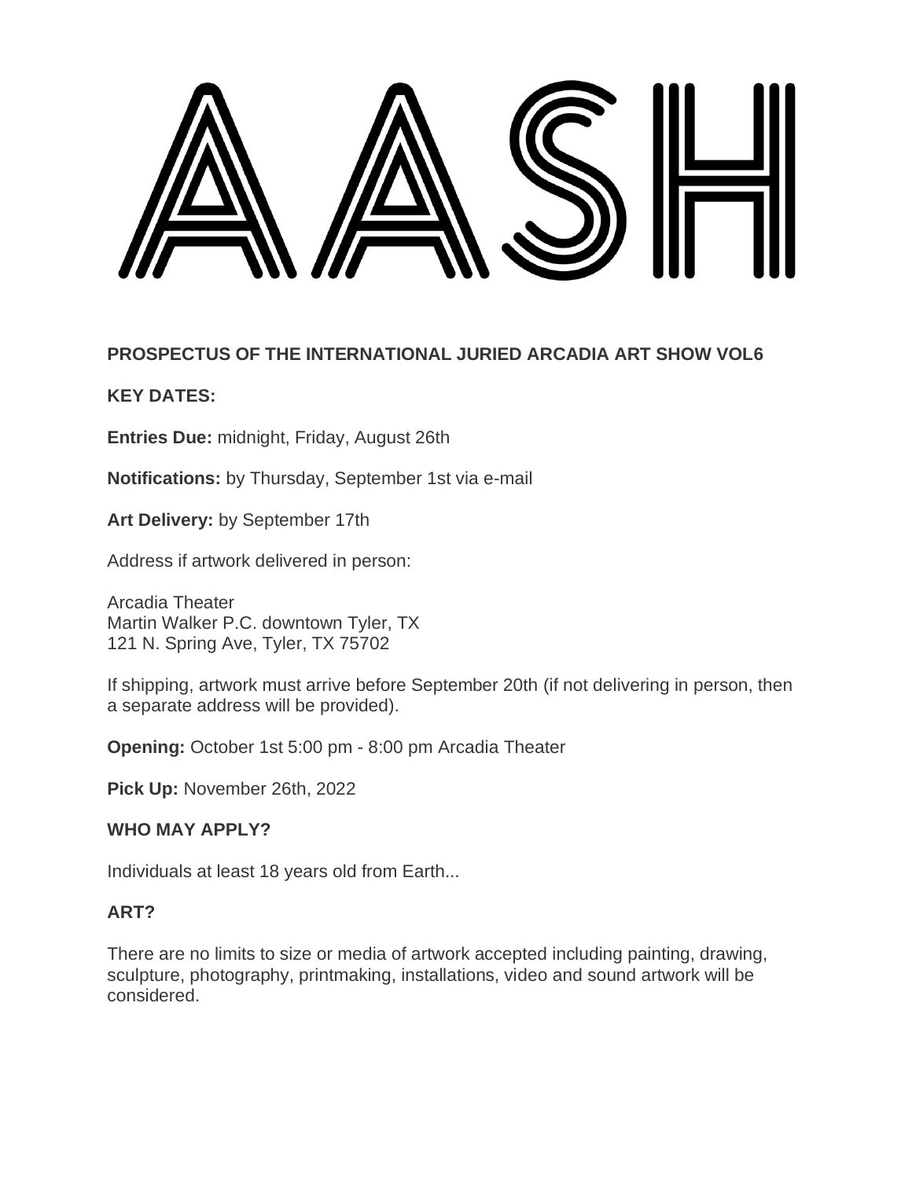# AASH

**PROSPECTUS OF THE INTERNATIONAL JURIED ARCADIA ART SHOW VOL6**

**KEY DATES:**

**Entries Due:** midnight, Friday, August 26th

**Notifications:** by Thursday, September 1st via e-mail

**Art Delivery:** by September 17th

Address if artwork delivered in person:

Arcadia Theater
Martin Walker P.C. downtown Tyler, TX
121 N. Spring Ave, Tyler, TX 75702

If shipping, artwork must arrive before September 20th (if not delivering in person, then a separate address will be provided).

**Opening:** October 1st 5:00 pm - 8:00 pm Arcadia Theater

**Pick Up:** November 26th, 2022

**WHO MAY APPLY?**

Individuals at least 18 years old from Earth...

**ART?**

There are no limits to size or media of artwork accepted including painting, drawing, sculpture, photography, printmaking, installations, video and sound artwork will be considered.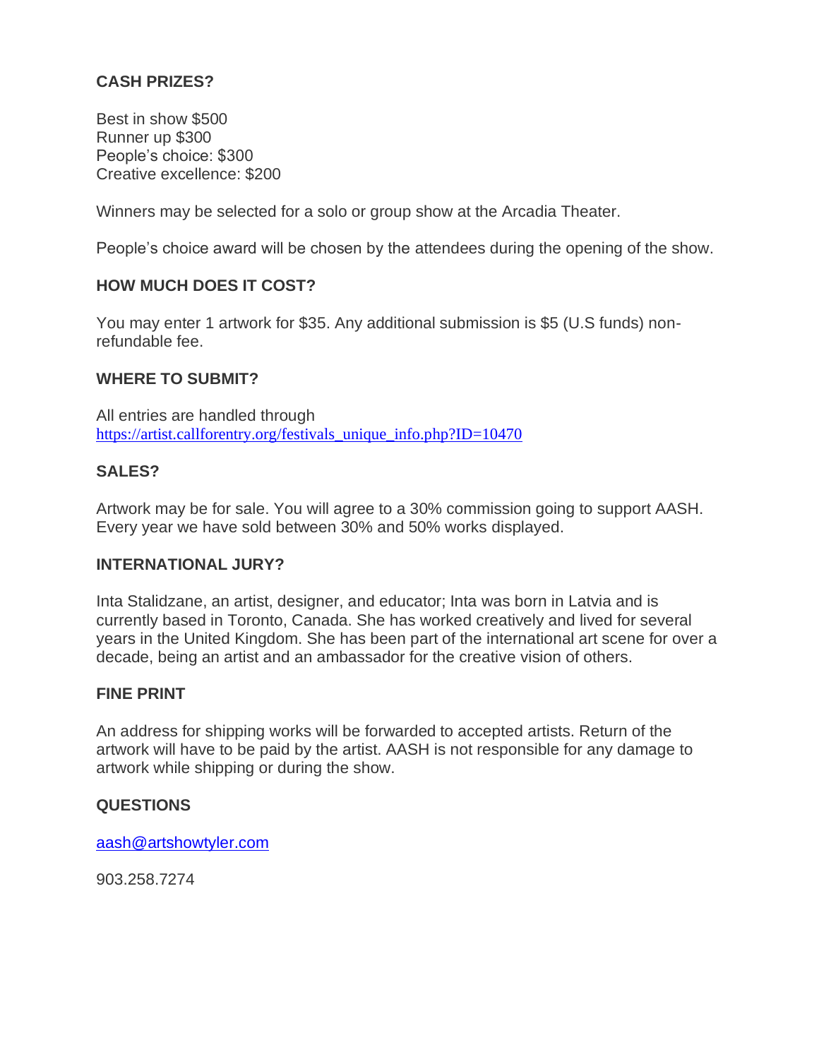**CASH PRIZES?**

Best in show $500
Runner up $300
People's choice: $300
Creative excellence: $200

Winners may be selected for a solo or group show at the Arcadia Theater.

People's choice award will be chosen by the attendees during the opening of the show.

**HOW MUCH DOES IT COST?**

You may enter 1 artwork for $35. Any additional submission is $5 (U.S funds) non-refundable fee.

**WHERE TO SUBMIT?**

All entries are handled through
https://artist.callforentry.org/festivals_unique_info.php?ID=10470

**SALES?**

Artwork may be for sale. You will agree to a 30% commission going to support AASH. Every year we have sold between 30% and 50% works displayed.

**INTERNATIONAL JURY?**

Inta Stalidzane, an artist, designer, and educator; Inta was born in Latvia and is currently based in Toronto, Canada. She has worked creatively and lived for several years in the United Kingdom. She has been part of the international art scene for over a decade, being an artist and an ambassador for the creative vision of others.

**FINE PRINT**

An address for shipping works will be forwarded to accepted artists. Return of the artwork will have to be paid by the artist. AASH is not responsible for any damage to artwork while shipping or during the show.

**QUESTIONS**

aash@artshowtyler.com

903.258.7274